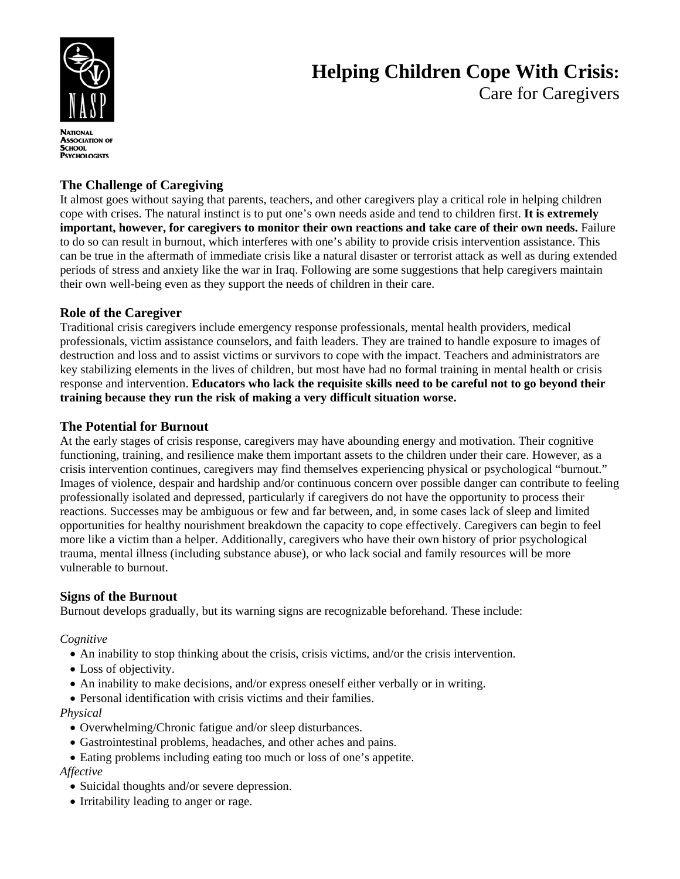**National Association of School Psychologists**

# Helping Children Cope With Crisis:

Care for Caregivers

## The Challenge of Caregiving

It almost goes without saying that parents, teachers, and other caregivers play a critical role in helping children cope with crises. The natural instinct is to put one's own needs aside and tend to children first. **It is extremely important, however, for caregivers to monitor their own reactions and take care of their own needs.** Failure to do so can result in burnout, which interferes with one's ability to provide crisis intervention assistance. This can be true in the aftermath of immediate crisis like a natural disaster or terrorist attack as well as during extended periods of stress and anxiety like the war in Iraq. Following are some suggestions that help caregivers maintain their own well-being even as they support the needs of children in their care.

## Role of the Caregiver

Traditional crisis caregivers include emergency response professionals, mental health providers, medical professionals, victim assistance counselors, and faith leaders. They are trained to handle exposure to images of destruction and loss and to assist victims or survivors to cope with the impact. Teachers and administrators are key stabilizing elements in the lives of children, but most have had no formal training in mental health or crisis response and intervention. **Educators who lack the requisite skills need to be careful not to go beyond their training because they run the risk of making a very difficult situation worse.**

## The Potential for Burnout

At the early stages of crisis response, caregivers may have abounding energy and motivation. Their cognitive functioning, training, and resilience make them important assets to the children under their care. However, as a crisis intervention continues, caregivers may find themselves experiencing physical or psychological "burnout." Images of violence, despair and hardship and/or continuous concern over possible danger can contribute to feeling professionally isolated and depressed, particularly if caregivers do not have the opportunity to process their reactions. Successes may be ambiguous or few and far between, and, in some cases lack of sleep and limited opportunities for healthy nourishment breakdown the capacity to cope effectively. Caregivers can begin to feel more like a victim than a helper. Additionally, caregivers who have their own history of prior psychological trauma, mental illness (including substance abuse), or who lack social and family resources will be more vulnerable to burnout.

## Signs of the Burnout

Burnout develops gradually, but its warning signs are recognizable beforehand. These include:

*Cognitive*

- An inability to stop thinking about the crisis, crisis victims, and/or the crisis intervention.
- Loss of objectivity.
- An inability to make decisions, and/or express oneself either verbally or in writing.
- Personal identification with crisis victims and their families.

*Physical*

- Overwhelming/Chronic fatigue and/or sleep disturbances.
- Gastrointestinal problems, headaches, and other aches and pains.
- Eating problems including eating too much or loss of one's appetite.

*Affective*

- Suicidal thoughts and/or severe depression.
- Irritability leading to anger or rage.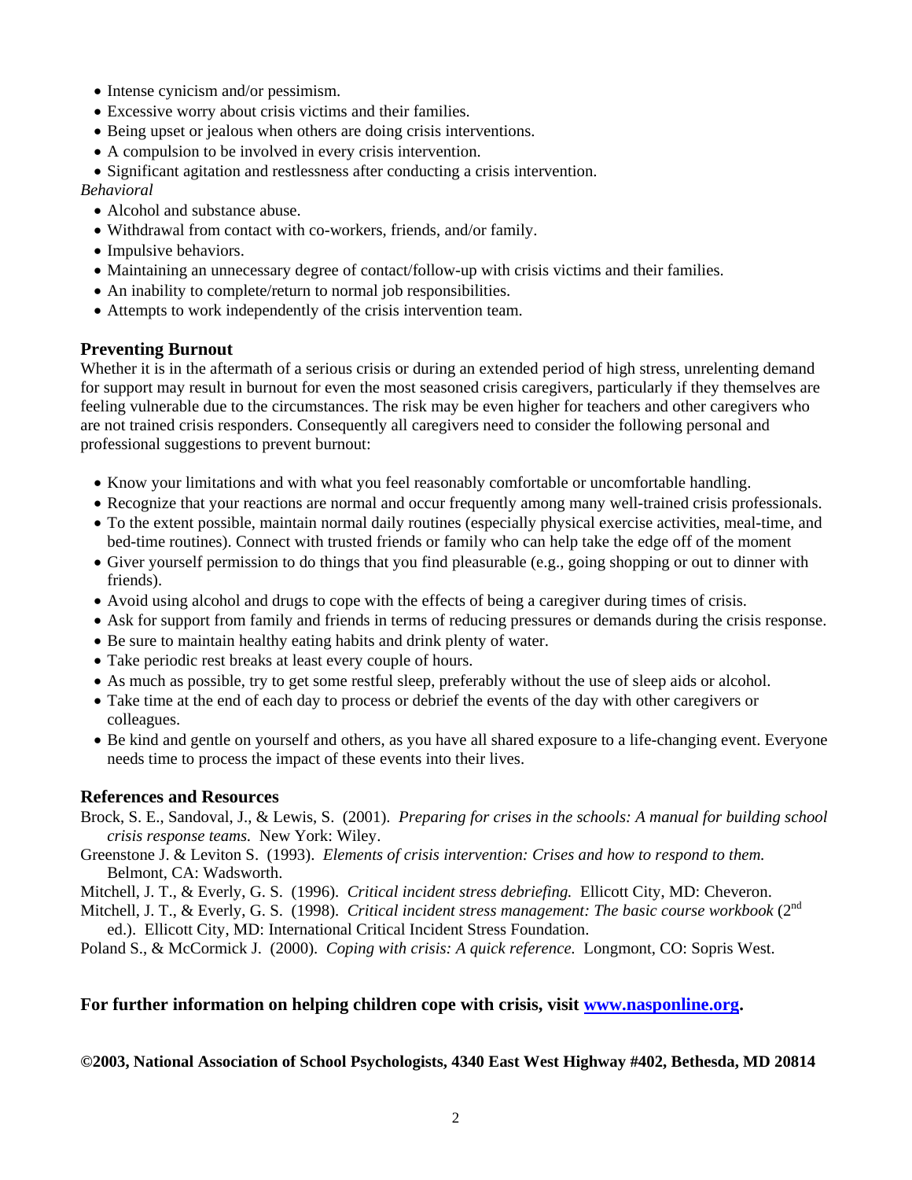- Intense cynicism and/or pessimism.
- Excessive worry about crisis victims and their families.
- Being upset or jealous when others are doing crisis interventions.
- A compulsion to be involved in every crisis intervention.
- Significant agitation and restlessness after conducting a crisis intervention.

*Behavioral*

- Alcohol and substance abuse.
- Withdrawal from contact with co-workers, friends, and/or family.
- Impulsive behaviors.
- Maintaining an unnecessary degree of contact/follow-up with crisis victims and their families.
- An inability to complete/return to normal job responsibilities.
- Attempts to work independently of the crisis intervention team.

### Preventing Burnout

Whether it is in the aftermath of a serious crisis or during an extended period of high stress, unrelenting demand for support may result in burnout for even the most seasoned crisis caregivers, particularly if they themselves are feeling vulnerable due to the circumstances. The risk may be even higher for teachers and other caregivers who are not trained crisis responders. Consequently all caregivers need to consider the following personal and professional suggestions to prevent burnout:

- Know your limitations and with what you feel reasonably comfortable or uncomfortable handling.
- Recognize that your reactions are normal and occur frequently among many well-trained crisis professionals.
- To the extent possible, maintain normal daily routines (especially physical exercise activities, meal-time, and bed-time routines). Connect with trusted friends or family who can help take the edge off of the moment
- Giver yourself permission to do things that you find pleasurable (e.g., going shopping or out to dinner with friends).
- Avoid using alcohol and drugs to cope with the effects of being a caregiver during times of crisis.
- Ask for support from family and friends in terms of reducing pressures or demands during the crisis response.
- Be sure to maintain healthy eating habits and drink plenty of water.
- Take periodic rest breaks at least every couple of hours.
- As much as possible, try to get some restful sleep, preferably without the use of sleep aids or alcohol.
- Take time at the end of each day to process or debrief the events of the day with other caregivers or colleagues.
- Be kind and gentle on yourself and others, as you have all shared exposure to a life-changing event. Everyone needs time to process the impact of these events into their lives.

### References and Resources

Brock, S. E., Sandoval, J., & Lewis, S. (2001). *Preparing for crises in the schools: A manual for building school crisis response teams.* New York: Wiley.

Greenstone J. & Leviton S. (1993). *Elements of crisis intervention: Crises and how to respond to them.* Belmont, CA: Wadsworth.

Mitchell, J. T., & Everly, G. S. (1996). *Critical incident stress debriefing.* Ellicott City, MD: Cheveron.

Mitchell, J. T., & Everly, G. S. (1998). *Critical incident stress management: The basic course workbook* (2nd ed.). Ellicott City, MD: International Critical Incident Stress Foundation.

Poland S., & McCormick J. (2000). *Coping with crisis: A quick reference.* Longmont, CO: Sopris West.

**For further information on helping children cope with crisis, visit [www.nasponline.org](http://www.nasponline.org).**

**©2003, National Association of School Psychologists, 4340 East West Highway #402, Bethesda, MD 20814**